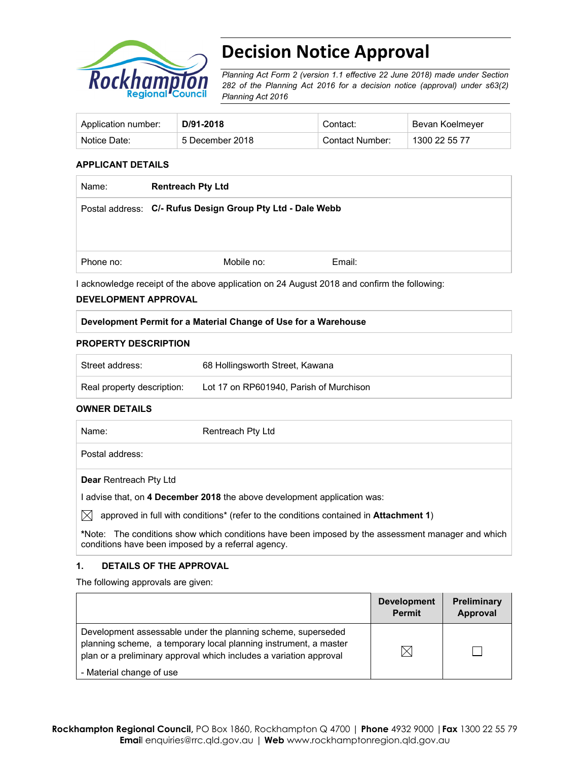# Decision Notice Approval

*Planning Act Form 2 (version 1.1 effective 22 June 2018) made under Section 282 of the Planning Act 2016 for a decision notice (approval) under s63(2) Planning Act 2016*

| Application number: | **D/91-2018** | Contact: | Bevan Koelmeyer |
|---|---|---|---|
| Notice Date: | 5 December 2018 | Contact Number: | 1300 22 55 77 |

### APPLICANT DETAILS

| Name: | **Rentreach Pty Ltd** | |
|---|---|---|
| Postal address: | **C/- Rufus Design Group Pty Ltd - Dale Webb** | |
| Phone no: | Mobile no: | Email: |

I acknowledge receipt of the above application on 24 August 2018 and confirm the following:

### DEVELOPMENT APPROVAL

| **Development Permit for a Material Change of Use for a Warehouse** |
|---|

### PROPERTY DESCRIPTION

| Street address: | 68 Hollingsworth Street, Kawana |
|---|---|
| Real property description: | Lot 17 on RP601940, Parish of Murchison |

### OWNER DETAILS

| Name: | Rentreach Pty Ltd |
|---|---|
| Postal address: | |

**Dear** Rentreach Pty Ltd

I advise that, on **4 December 2018** the above development application was:

☒ approved in full with conditions* (refer to the conditions contained in **Attachment 1**)

***Note:** The conditions show which conditions have been imposed by the assessment manager and which conditions have been imposed by a referral agency.

### 1. DETAILS OF THE APPROVAL

The following approvals are given:

| | **Development Permit** | **Preliminary Approval** |
|---|---|---|
| Development assessable under the planning scheme, superseded planning scheme, a temporary local planning instrument, a master plan or a preliminary approval which includes a variation approval<br>- Material change of use | ☒ | ☐ |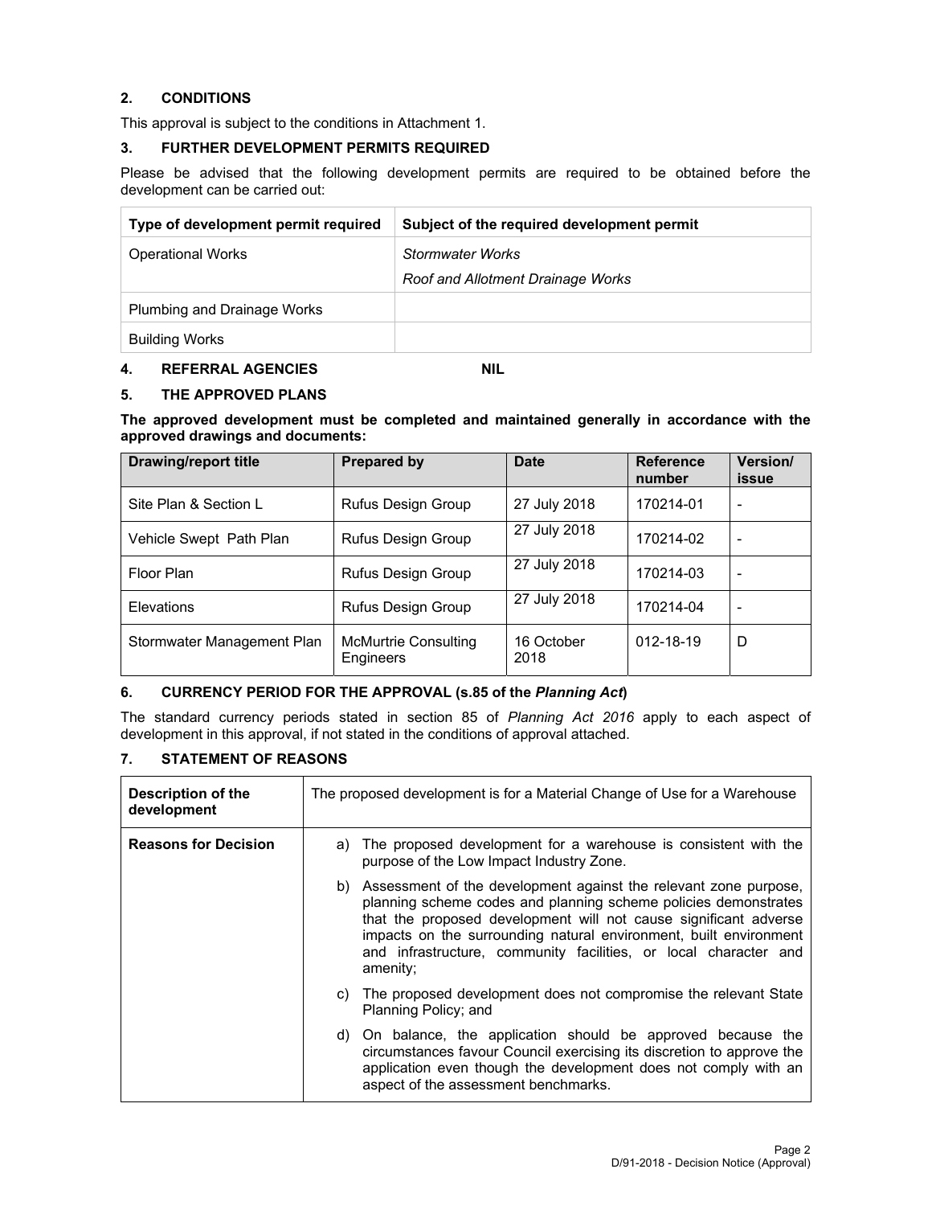## 2. CONDITIONS

This approval is subject to the conditions in Attachment 1.

## 3. FURTHER DEVELOPMENT PERMITS REQUIRED

Please be advised that the following development permits are required to be obtained before the development can be carried out:

| Type of development permit required | Subject of the required development permit |
|---|---|
| Operational Works | *Stormwater Works*<br>*Roof and Allotment Drainage Works* |
| Plumbing and Drainage Works | |
| Building Works | |

## 4. REFERRAL AGENCIES NIL

## 5. THE APPROVED PLANS

**The approved development must be completed and maintained generally in accordance with the approved drawings and documents:**

| Drawing/report title | Prepared by | Date | Reference number | Version/ issue |
|---|---|---|---|---|
| Site Plan & Section L | Rufus Design Group | 27 July 2018 | 170214-01 | - |
| Vehicle Swept Path Plan | Rufus Design Group | 27 July 2018 | 170214-02 | - |
| Floor Plan | Rufus Design Group | 27 July 2018 | 170214-03 | - |
| Elevations | Rufus Design Group | 27 July 2018 | 170214-04 | - |
| Stormwater Management Plan | McMurtrie Consulting Engineers | 16 October 2018 | 012-18-19 | D |

## 6. CURRENCY PERIOD FOR THE APPROVAL (s.85 of the *Planning Act*)

The standard currency periods stated in section 85 of *Planning Act 2016* apply to each aspect of development in this approval, if not stated in the conditions of approval attached.

## 7. STATEMENT OF REASONS

| | |
|---|---|
| **Description of the development** | The proposed development is for a Material Change of Use for a Warehouse |
| **Reasons for Decision** | a) The proposed development for a warehouse is consistent with the purpose of the Low Impact Industry Zone.<br>b) Assessment of the development against the relevant zone purpose, planning scheme codes and planning scheme policies demonstrates that the proposed development will not cause significant adverse impacts on the surrounding natural environment, built environment and infrastructure, community facilities, or local character and amenity;<br>c) The proposed development does not compromise the relevant State Planning Policy; and<br>d) On balance, the application should be approved because the circumstances favour Council exercising its discretion to approve the application even though the development does not comply with an aspect of the assessment benchmarks. |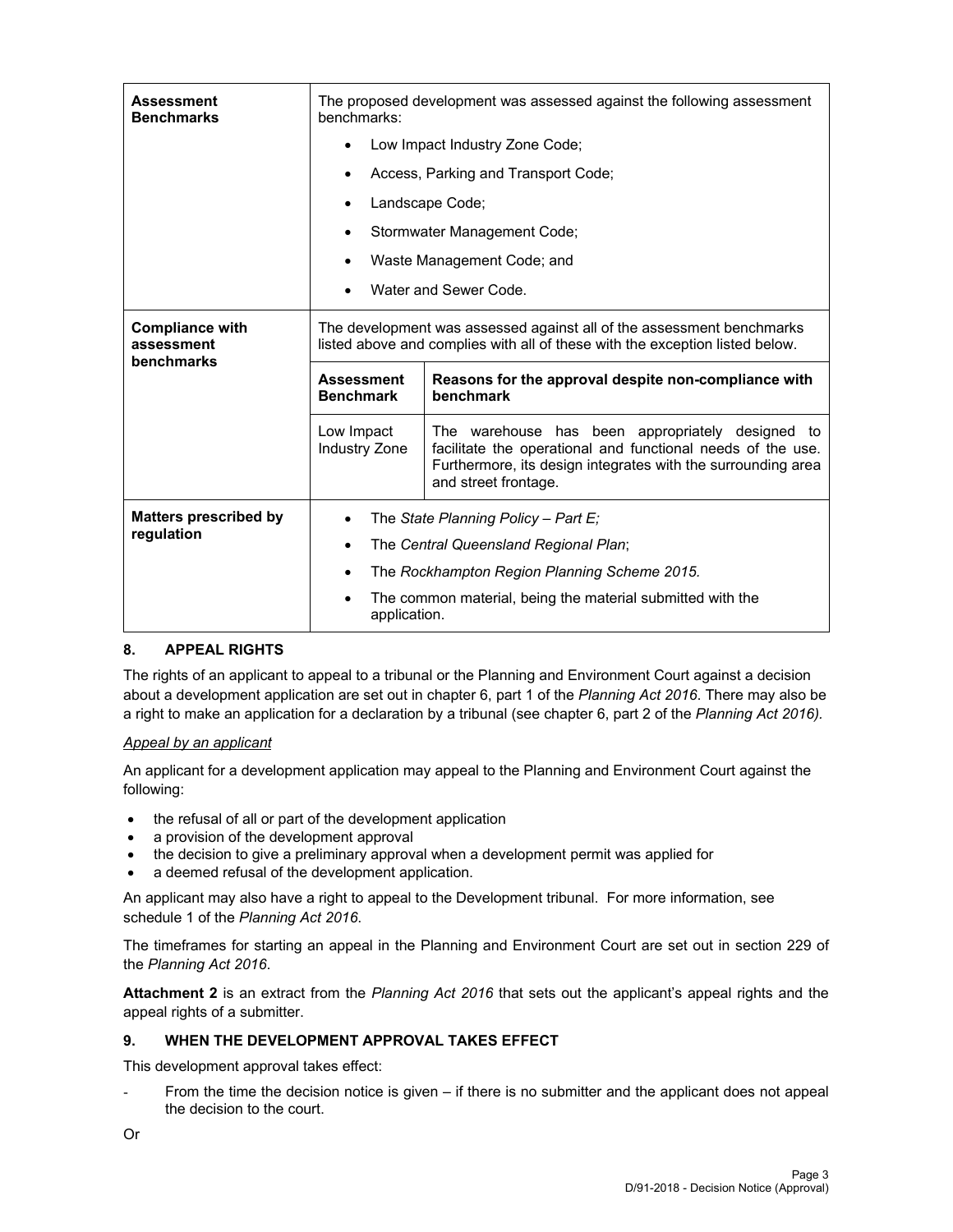| | |
|---|---|
| **Assessment Benchmarks** | The proposed development was assessed against the following assessment benchmarks:<br>• Low Impact Industry Zone Code;<br>• Access, Parking and Transport Code;<br>• Landscape Code;<br>• Stormwater Management Code;<br>• Waste Management Code; and<br>• Water and Sewer Code. |
| **Compliance with assessment benchmarks** | The development was assessed against all of the assessment benchmarks listed above and complies with all of these with the exception listed below.<br><br>**Assessment Benchmark**: Low Impact Industry Zone<br>**Reasons for the approval despite non-compliance with benchmark**: The warehouse has been appropriately designed to facilitate the operational and functional needs of the use. Furthermore, its design integrates with the surrounding area and street frontage. |
| **Matters prescribed by regulation** | • The *State Planning Policy – Part E;*<br>• The *Central Queensland Regional Plan*;<br>• The *Rockhampton Region Planning Scheme 2015.*<br>• The common material, being the material submitted with the application. |

## 8. APPEAL RIGHTS

The rights of an applicant to appeal to a tribunal or the Planning and Environment Court against a decision about a development application are set out in chapter 6, part 1 of the *Planning Act 2016*. There may also be a right to make an application for a declaration by a tribunal (see chapter 6, part 2 of the *Planning Act 2016).*

*Appeal by an applicant*

An applicant for a development application may appeal to the Planning and Environment Court against the following:

- the refusal of all or part of the development application
- a provision of the development approval
- the decision to give a preliminary approval when a development permit was applied for
- a deemed refusal of the development application.

An applicant may also have a right to appeal to the Development tribunal. For more information, see schedule 1 of the *Planning Act 2016*.

The timeframes for starting an appeal in the Planning and Environment Court are set out in section 229 of the *Planning Act 2016*.

**Attachment 2** is an extract from the *Planning Act 2016* that sets out the applicant's appeal rights and the appeal rights of a submitter.

## 9. WHEN THE DEVELOPMENT APPROVAL TAKES EFFECT

This development approval takes effect:

- From the time the decision notice is given – if there is no submitter and the applicant does not appeal the decision to the court.

Or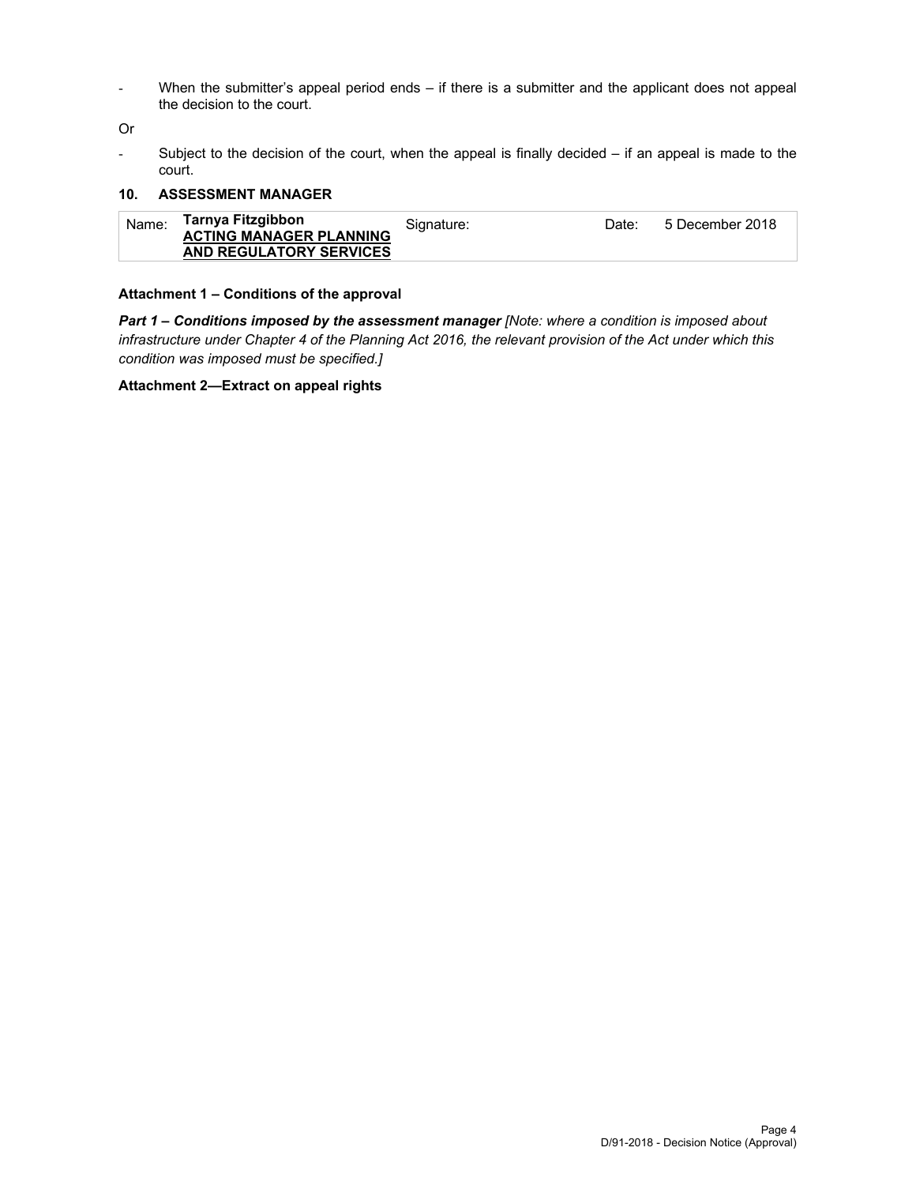- When the submitter's appeal period ends – if there is a submitter and the applicant does not appeal the decision to the court.

Or

- Subject to the decision of the court, when the appeal is finally decided – if an appeal is made to the court.

## 10. ASSESSMENT MANAGER

| Name: | **Tarnya Fitzgibbon** **ACTING MANAGER PLANNING AND REGULATORY SERVICES** | Signature: | | Date: | 5 December 2018 |
|---|---|---|---|---|---|

**Attachment 1 – Conditions of the approval**

***Part 1 – Conditions imposed by the assessment manager*** *[Note: where a condition is imposed about infrastructure under Chapter 4 of the Planning Act 2016, the relevant provision of the Act under which this condition was imposed must be specified.]*

**Attachment 2—Extract on appeal rights**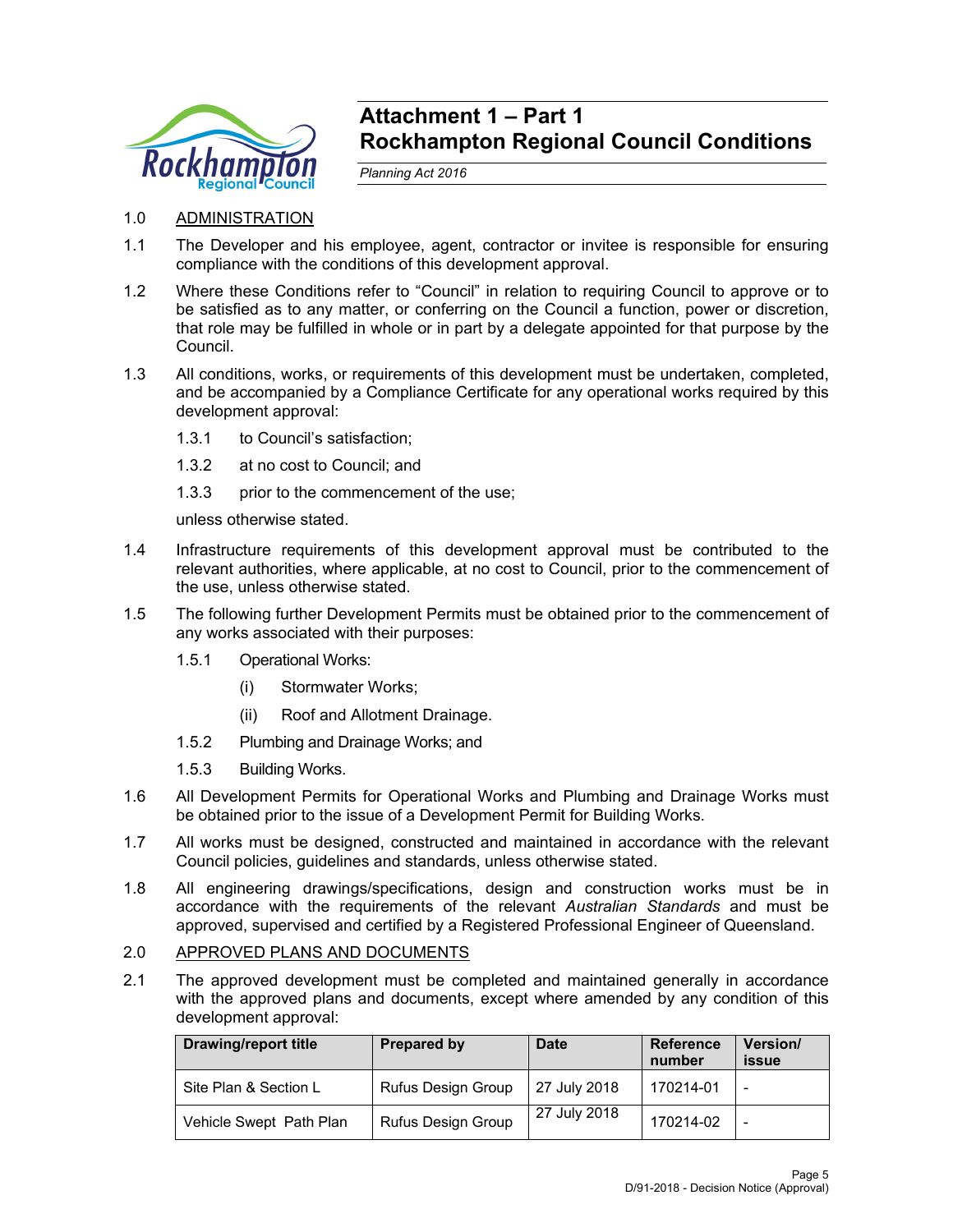# Attachment 1 – Part 1
# Rockhampton Regional Council Conditions

*Planning Act 2016*

1.0 ADMINISTRATION

1.1 The Developer and his employee, agent, contractor or invitee is responsible for ensuring compliance with the conditions of this development approval.

1.2 Where these Conditions refer to "Council" in relation to requiring Council to approve or to be satisfied as to any matter, or conferring on the Council a function, power or discretion, that role may be fulfilled in whole or in part by a delegate appointed for that purpose by the Council.

1.3 All conditions, works, or requirements of this development must be undertaken, completed, and be accompanied by a Compliance Certificate for any operational works required by this development approval:

1.3.1 to Council's satisfaction;

1.3.2 at no cost to Council; and

1.3.3 prior to the commencement of the use;

unless otherwise stated.

1.4 Infrastructure requirements of this development approval must be contributed to the relevant authorities, where applicable, at no cost to Council, prior to the commencement of the use, unless otherwise stated.

1.5 The following further Development Permits must be obtained prior to the commencement of any works associated with their purposes:

1.5.1 Operational Works:

(i) Stormwater Works;

(ii) Roof and Allotment Drainage.

1.5.2 Plumbing and Drainage Works; and

1.5.3 Building Works.

1.6 All Development Permits for Operational Works and Plumbing and Drainage Works must be obtained prior to the issue of a Development Permit for Building Works.

1.7 All works must be designed, constructed and maintained in accordance with the relevant Council policies, guidelines and standards, unless otherwise stated.

1.8 All engineering drawings/specifications, design and construction works must be in accordance with the requirements of the relevant *Australian Standards* and must be approved, supervised and certified by a Registered Professional Engineer of Queensland.

2.0 APPROVED PLANS AND DOCUMENTS

2.1 The approved development must be completed and maintained generally in accordance with the approved plans and documents, except where amended by any condition of this development approval:

| Drawing/report title | Prepared by | Date | Reference number | Version/ issue |
|---|---|---|---|---|
| Site Plan & Section L | Rufus Design Group | 27 July 2018 | 170214-01 | - |
| Vehicle Swept Path Plan | Rufus Design Group | 27 July 2018 | 170214-02 | - |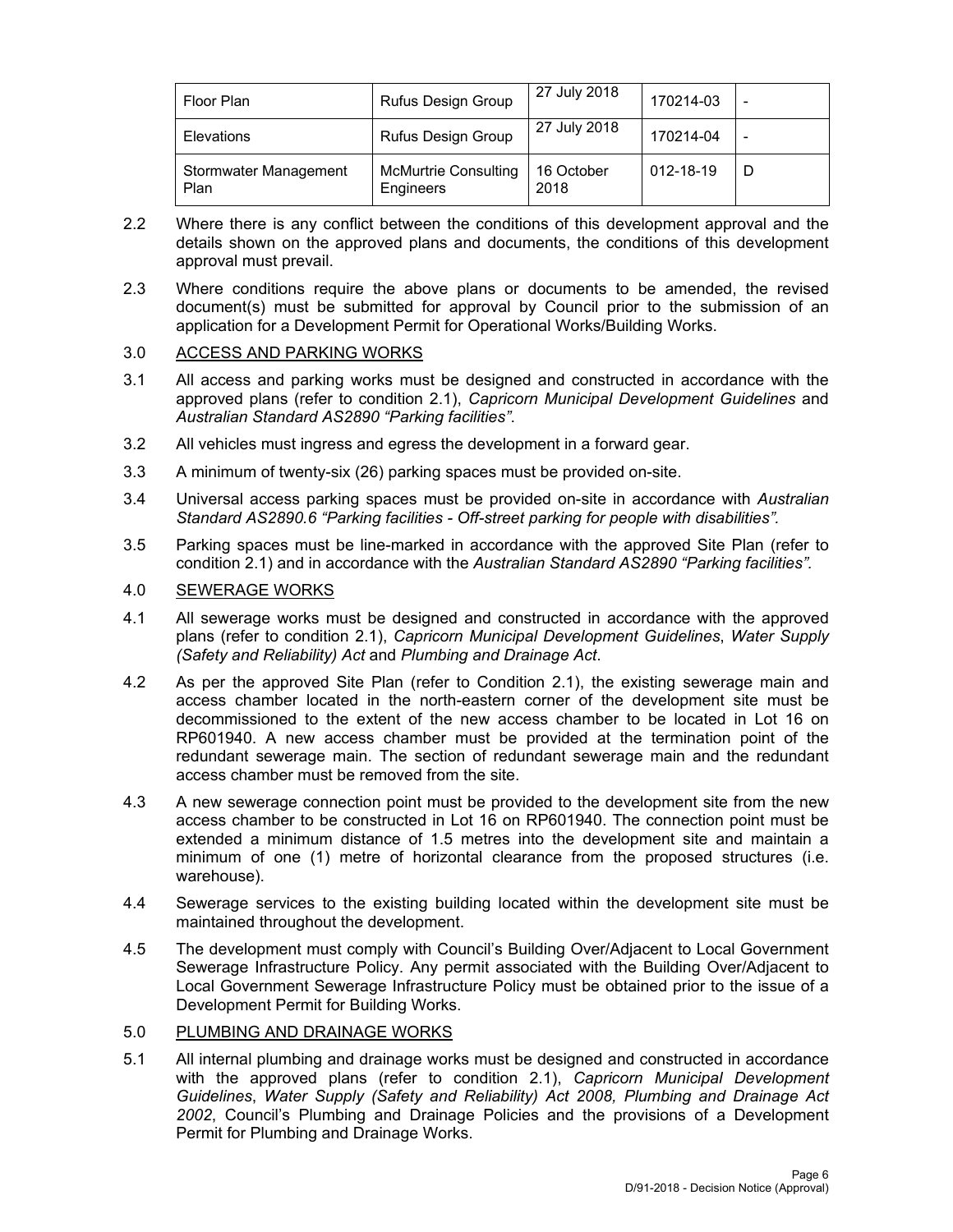| Floor Plan | Rufus Design Group | 27 July 2018 | 170214-03 | - |
|---|---|---|---|---|
| Elevations | Rufus Design Group | 27 July 2018 | 170214-04 | - |
| Stormwater Management Plan | McMurtrie Consulting Engineers | 16 October 2018 | 012-18-19 | D |

2.2 Where there is any conflict between the conditions of this development approval and the details shown on the approved plans and documents, the conditions of this development approval must prevail.

2.3 Where conditions require the above plans or documents to be amended, the revised document(s) must be submitted for approval by Council prior to the submission of an application for a Development Permit for Operational Works/Building Works.

3.0 ACCESS AND PARKING WORKS

3.1 All access and parking works must be designed and constructed in accordance with the approved plans (refer to condition 2.1), *Capricorn Municipal Development Guidelines* and *Australian Standard AS2890 "Parking facilities"*.

3.2 All vehicles must ingress and egress the development in a forward gear.

3.3 A minimum of twenty-six (26) parking spaces must be provided on-site.

3.4 Universal access parking spaces must be provided on-site in accordance with *Australian Standard AS2890.6 "Parking facilities - Off-street parking for people with disabilities".*

3.5 Parking spaces must be line-marked in accordance with the approved Site Plan (refer to condition 2.1) and in accordance with the *Australian Standard AS2890 "Parking facilities".*

4.0 SEWERAGE WORKS

4.1 All sewerage works must be designed and constructed in accordance with the approved plans (refer to condition 2.1), *Capricorn Municipal Development Guidelines*, *Water Supply (Safety and Reliability) Act* and *Plumbing and Drainage Act*.

4.2 As per the approved Site Plan (refer to Condition 2.1), the existing sewerage main and access chamber located in the north-eastern corner of the development site must be decommissioned to the extent of the new access chamber to be located in Lot 16 on RP601940. A new access chamber must be provided at the termination point of the redundant sewerage main. The section of redundant sewerage main and the redundant access chamber must be removed from the site.

4.3 A new sewerage connection point must be provided to the development site from the new access chamber to be constructed in Lot 16 on RP601940. The connection point must be extended a minimum distance of 1.5 metres into the development site and maintain a minimum of one (1) metre of horizontal clearance from the proposed structures (i.e. warehouse).

4.4 Sewerage services to the existing building located within the development site must be maintained throughout the development.

4.5 The development must comply with Council's Building Over/Adjacent to Local Government Sewerage Infrastructure Policy. Any permit associated with the Building Over/Adjacent to Local Government Sewerage Infrastructure Policy must be obtained prior to the issue of a Development Permit for Building Works.

5.0 PLUMBING AND DRAINAGE WORKS

5.1 All internal plumbing and drainage works must be designed and constructed in accordance with the approved plans (refer to condition 2.1), *Capricorn Municipal Development Guidelines*, *Water Supply (Safety and Reliability) Act 2008, Plumbing and Drainage Act 2002*, Council's Plumbing and Drainage Policies and the provisions of a Development Permit for Plumbing and Drainage Works.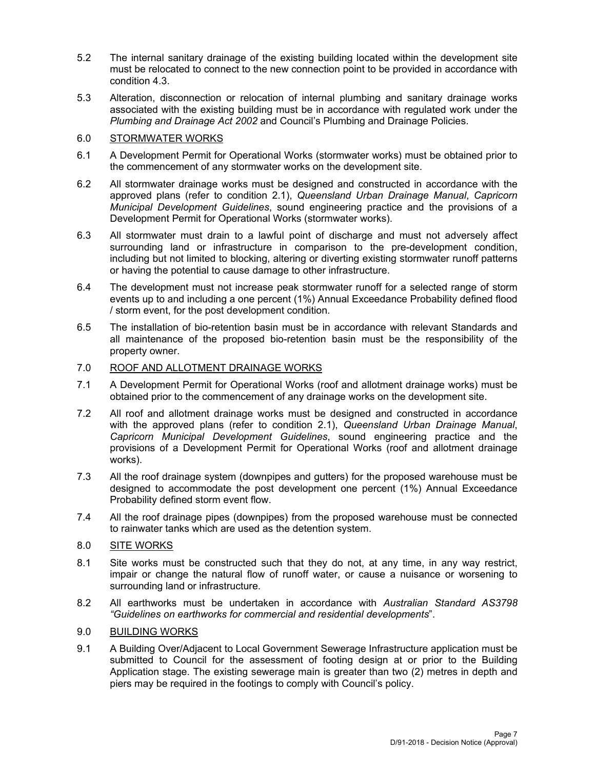5.2 The internal sanitary drainage of the existing building located within the development site must be relocated to connect to the new connection point to be provided in accordance with condition 4.3.

5.3 Alteration, disconnection or relocation of internal plumbing and sanitary drainage works associated with the existing building must be in accordance with regulated work under the *Plumbing and Drainage Act 2002* and Council's Plumbing and Drainage Policies.

6.0 <u>STORMWATER WORKS</u>

6.1 A Development Permit for Operational Works (stormwater works) must be obtained prior to the commencement of any stormwater works on the development site.

6.2 All stormwater drainage works must be designed and constructed in accordance with the approved plans (refer to condition 2.1), *Queensland Urban Drainage Manual*, *Capricorn Municipal Development Guidelines*, sound engineering practice and the provisions of a Development Permit for Operational Works (stormwater works).

6.3 All stormwater must drain to a lawful point of discharge and must not adversely affect surrounding land or infrastructure in comparison to the pre-development condition, including but not limited to blocking, altering or diverting existing stormwater runoff patterns or having the potential to cause damage to other infrastructure.

6.4 The development must not increase peak stormwater runoff for a selected range of storm events up to and including a one percent (1%) Annual Exceedance Probability defined flood / storm event, for the post development condition.

6.5 The installation of bio-retention basin must be in accordance with relevant Standards and all maintenance of the proposed bio-retention basin must be the responsibility of the property owner.

7.0 <u>ROOF AND ALLOTMENT DRAINAGE WORKS</u>

7.1 A Development Permit for Operational Works (roof and allotment drainage works) must be obtained prior to the commencement of any drainage works on the development site.

7.2 All roof and allotment drainage works must be designed and constructed in accordance with the approved plans (refer to condition 2.1), *Queensland Urban Drainage Manual*, *Capricorn Municipal Development Guidelines*, sound engineering practice and the provisions of a Development Permit for Operational Works (roof and allotment drainage works).

7.3 All the roof drainage system (downpipes and gutters) for the proposed warehouse must be designed to accommodate the post development one percent (1%) Annual Exceedance Probability defined storm event flow.

7.4 All the roof drainage pipes (downpipes) from the proposed warehouse must be connected to rainwater tanks which are used as the detention system.

8.0 <u>SITE WORKS</u>

8.1 Site works must be constructed such that they do not, at any time, in any way restrict, impair or change the natural flow of runoff water, or cause a nuisance or worsening to surrounding land or infrastructure.

8.2 All earthworks must be undertaken in accordance with *Australian Standard AS3798 "Guidelines on earthworks for commercial and residential developments*".

9.0 <u>BUILDING WORKS</u>

9.1 A Building Over/Adjacent to Local Government Sewerage Infrastructure application must be submitted to Council for the assessment of footing design at or prior to the Building Application stage. The existing sewerage main is greater than two (2) metres in depth and piers may be required in the footings to comply with Council's policy.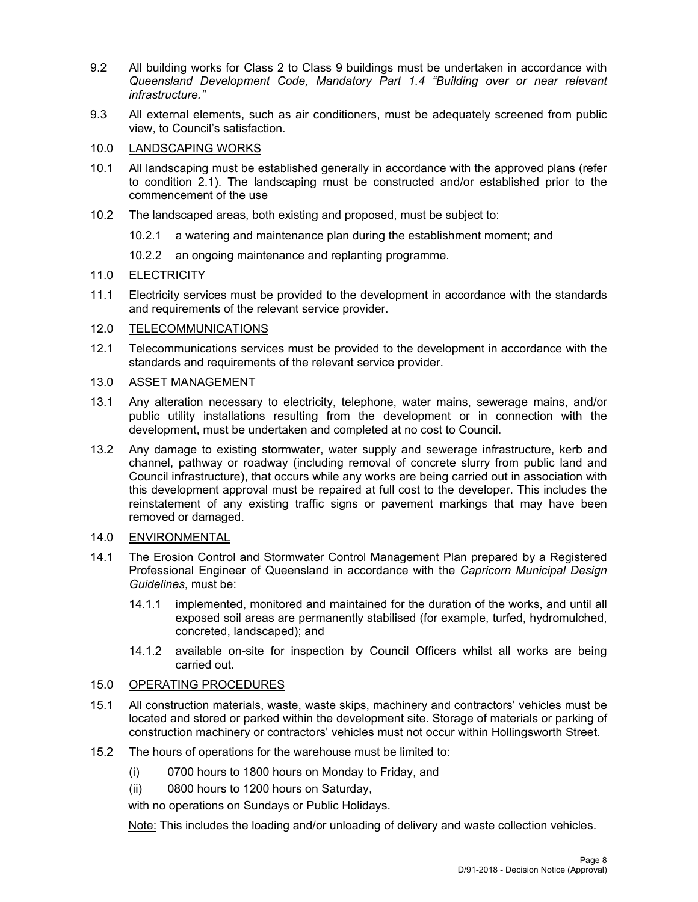9.2 All building works for Class 2 to Class 9 buildings must be undertaken in accordance with *Queensland Development Code, Mandatory Part 1.4 "Building over or near relevant infrastructure."*

9.3 All external elements, such as air conditioners, must be adequately screened from public view, to Council's satisfaction.

10.0 <u>LANDSCAPING WORKS</u>

10.1 All landscaping must be established generally in accordance with the approved plans (refer to condition 2.1). The landscaping must be constructed and/or established prior to the commencement of the use

10.2 The landscaped areas, both existing and proposed, must be subject to:

10.2.1 a watering and maintenance plan during the establishment moment; and

10.2.2 an ongoing maintenance and replanting programme.

11.0 <u>ELECTRICITY</u>

11.1 Electricity services must be provided to the development in accordance with the standards and requirements of the relevant service provider.

12.0 <u>TELECOMMUNICATIONS</u>

12.1 Telecommunications services must be provided to the development in accordance with the standards and requirements of the relevant service provider.

13.0 <u>ASSET MANAGEMENT</u>

13.1 Any alteration necessary to electricity, telephone, water mains, sewerage mains, and/or public utility installations resulting from the development or in connection with the development, must be undertaken and completed at no cost to Council.

13.2 Any damage to existing stormwater, water supply and sewerage infrastructure, kerb and channel, pathway or roadway (including removal of concrete slurry from public land and Council infrastructure), that occurs while any works are being carried out in association with this development approval must be repaired at full cost to the developer. This includes the reinstatement of any existing traffic signs or pavement markings that may have been removed or damaged.

14.0 <u>ENVIRONMENTAL</u>

14.1 The Erosion Control and Stormwater Control Management Plan prepared by a Registered Professional Engineer of Queensland in accordance with the *Capricorn Municipal Design Guidelines*, must be:

14.1.1 implemented, monitored and maintained for the duration of the works, and until all exposed soil areas are permanently stabilised (for example, turfed, hydromulched, concreted, landscaped); and

14.1.2 available on-site for inspection by Council Officers whilst all works are being carried out.

15.0 <u>OPERATING PROCEDURES</u>

15.1 All construction materials, waste, waste skips, machinery and contractors' vehicles must be located and stored or parked within the development site. Storage of materials or parking of construction machinery or contractors' vehicles must not occur within Hollingsworth Street.

15.2 The hours of operations for the warehouse must be limited to:

(i) 0700 hours to 1800 hours on Monday to Friday, and

(ii) 0800 hours to 1200 hours on Saturday,

with no operations on Sundays or Public Holidays.

<u>Note:</u> This includes the loading and/or unloading of delivery and waste collection vehicles.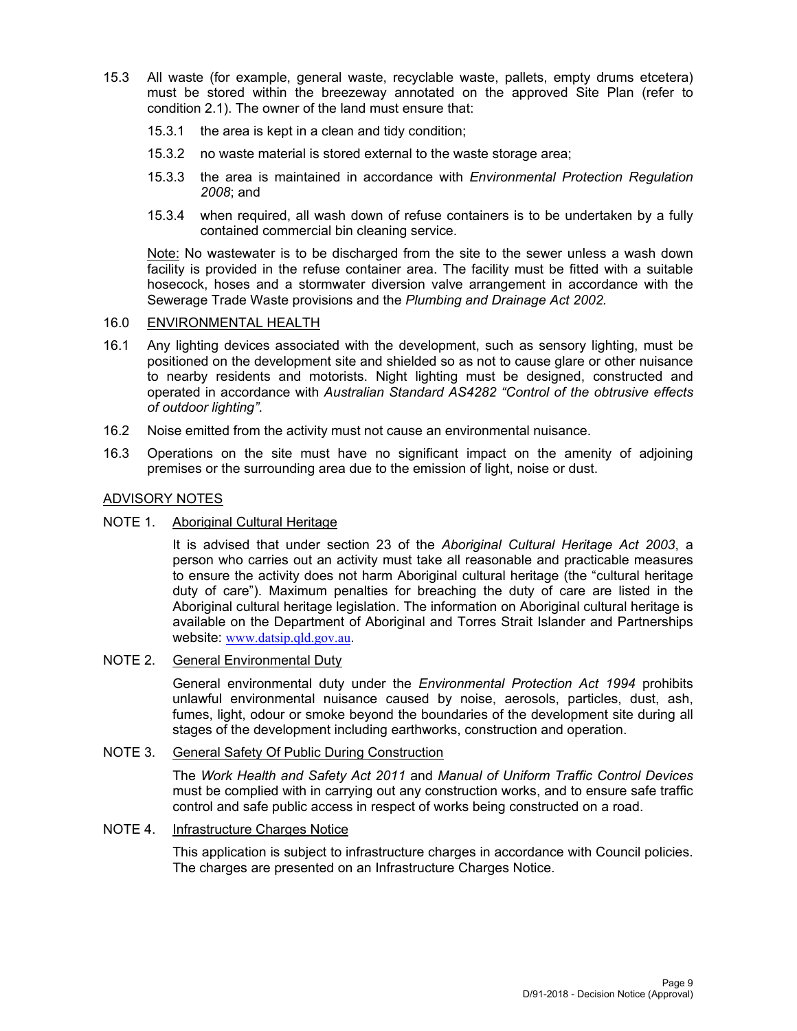15.3 All waste (for example, general waste, recyclable waste, pallets, empty drums etcetera) must be stored within the breezeway annotated on the approved Site Plan (refer to condition 2.1). The owner of the land must ensure that:

15.3.1 the area is kept in a clean and tidy condition;

15.3.2 no waste material is stored external to the waste storage area;

15.3.3 the area is maintained in accordance with *Environmental Protection Regulation 2008*; and

15.3.4 when required, all wash down of refuse containers is to be undertaken by a fully contained commercial bin cleaning service.

Note: No wastewater is to be discharged from the site to the sewer unless a wash down facility is provided in the refuse container area. The facility must be fitted with a suitable hosecock, hoses and a stormwater diversion valve arrangement in accordance with the Sewerage Trade Waste provisions and the *Plumbing and Drainage Act 2002.*

16.0 ENVIRONMENTAL HEALTH

16.1 Any lighting devices associated with the development, such as sensory lighting, must be positioned on the development site and shielded so as not to cause glare or other nuisance to nearby residents and motorists. Night lighting must be designed, constructed and operated in accordance with *Australian Standard AS4282 "Control of the obtrusive effects of outdoor lighting".*

16.2 Noise emitted from the activity must not cause an environmental nuisance.

16.3 Operations on the site must have no significant impact on the amenity of adjoining premises or the surrounding area due to the emission of light, noise or dust.

## ADVISORY NOTES

NOTE 1. Aboriginal Cultural Heritage

It is advised that under section 23 of the *Aboriginal Cultural Heritage Act 2003*, a person who carries out an activity must take all reasonable and practicable measures to ensure the activity does not harm Aboriginal cultural heritage (the "cultural heritage duty of care"). Maximum penalties for breaching the duty of care are listed in the Aboriginal cultural heritage legislation. The information on Aboriginal cultural heritage is available on the Department of Aboriginal and Torres Strait Islander and Partnerships website: www.datsip.qld.gov.au.

NOTE 2. General Environmental Duty

General environmental duty under the *Environmental Protection Act 1994* prohibits unlawful environmental nuisance caused by noise, aerosols, particles, dust, ash, fumes, light, odour or smoke beyond the boundaries of the development site during all stages of the development including earthworks, construction and operation.

NOTE 3. General Safety Of Public During Construction

The *Work Health and Safety Act 2011* and *Manual of Uniform Traffic Control Devices* must be complied with in carrying out any construction works, and to ensure safe traffic control and safe public access in respect of works being constructed on a road.

NOTE 4. Infrastructure Charges Notice

This application is subject to infrastructure charges in accordance with Council policies. The charges are presented on an Infrastructure Charges Notice.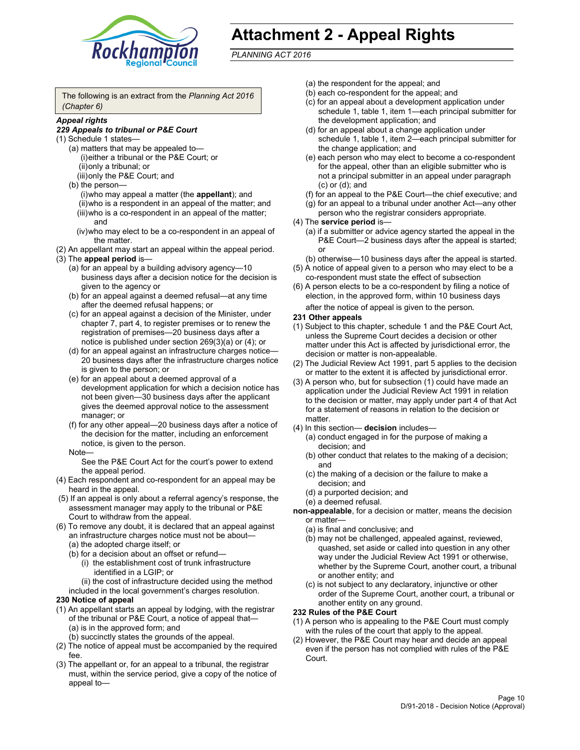# Attachment 2 - Appeal Rights

*PLANNING ACT 2016*

The following is an extract from the *Planning Act 2016 (Chapter 6)*

***Appeal rights***

***229 Appeals to tribunal or P&E Court***

(1) Schedule 1 states—

- (a) matters that may be appealed to—
  - (i) either a tribunal or the P&E Court; or
  - (ii) only a tribunal; or
  - (iii) only the P&E Court; and
- (b) the person—
  - (i) who may appeal a matter (the **appellant**); and
  - (ii) who is a respondent in an appeal of the matter; and
  - (iii) who is a co-respondent in an appeal of the matter; and
  - (iv) who may elect to be a co-respondent in an appeal of the matter.

(2) An appellant may start an appeal within the appeal period.

(3) The **appeal period** is—

- (a) for an appeal by a building advisory agency—10 business days after a decision notice for the decision is given to the agency or
- (b) for an appeal against a deemed refusal—at any time after the deemed refusal happens; or
- (c) for an appeal against a decision of the Minister, under chapter 7, part 4, to register premises or to renew the registration of premises—20 business days after a notice is published under section 269(3)(a) or (4); or
- (d) for an appeal against an infrastructure charges notice—20 business days after the infrastructure charges notice is given to the person; or
- (e) for an appeal about a deemed approval of a development application for which a decision notice has not been given—30 business days after the applicant gives the deemed approval notice to the assessment manager; or
- (f) for any other appeal—20 business days after a notice of the decision for the matter, including an enforcement notice, is given to the person.

Note—

See the P&E Court Act for the court's power to extend the appeal period.

(4) Each respondent and co-respondent for an appeal may be heard in the appeal.

(5) If an appeal is only about a referral agency's response, the assessment manager may apply to the tribunal or P&E Court to withdraw from the appeal.

(6) To remove any doubt, it is declared that an appeal against an infrastructure charges notice must not be about—

- (a) the adopted charge itself; or
- (b) for a decision about an offset or refund—
  - (i) the establishment cost of trunk infrastructure identified in a LGIP; or
  - (ii) the cost of infrastructure decided using the method included in the local government's charges resolution.

**230 Notice of appeal**

(1) An appellant starts an appeal by lodging, with the registrar of the tribunal or P&E Court, a notice of appeal that—

- (a) is in the approved form; and
- (b) succinctly states the grounds of the appeal.

(2) The notice of appeal must be accompanied by the required fee.

(3) The appellant or, for an appeal to a tribunal, the registrar must, within the service period, give a copy of the notice of appeal to—

- (a) the respondent for the appeal; and
- (b) each co-respondent for the appeal; and
- (c) for an appeal about a development application under schedule 1, table 1, item 1—each principal submitter for the development application; and
- (d) for an appeal about a change application under schedule 1, table 1, item 2—each principal submitter for the change application; and
- (e) each person who may elect to become a co-respondent for the appeal, other than an eligible submitter who is not a principal submitter in an appeal under paragraph (c) or (d); and
- (f) for an appeal to the P&E Court—the chief executive; and
- (g) for an appeal to a tribunal under another Act—any other person who the registrar considers appropriate.

(4) The **service period** is—

- (a) if a submitter or advice agency started the appeal in the P&E Court—2 business days after the appeal is started; or
- (b) otherwise—10 business days after the appeal is started.

(5) A notice of appeal given to a person who may elect to be a co-respondent must state the effect of subsection

(6) A person elects to be a co-respondent by filing a notice of election, in the approved form, within 10 business days after the notice of appeal is given to the person.

**231 Other appeals**

(1) Subject to this chapter, schedule 1 and the P&E Court Act, unless the Supreme Court decides a decision or other matter under this Act is affected by jurisdictional error, the decision or matter is non-appealable.

(2) The Judicial Review Act 1991, part 5 applies to the decision or matter to the extent it is affected by jurisdictional error.

(3) A person who, but for subsection (1) could have made an application under the Judicial Review Act 1991 in relation to the decision or matter, may apply under part 4 of that Act for a statement of reasons in relation to the decision or matter.

(4) In this section— **decision** includes—

- (a) conduct engaged in for the purpose of making a decision; and
- (b) other conduct that relates to the making of a decision; and
- (c) the making of a decision or the failure to make a decision; and
- (d) a purported decision; and
- (e) a deemed refusal.

**non-appealable**, for a decision or matter, means the decision or matter—

- (a) is final and conclusive; and
- (b) may not be challenged, appealed against, reviewed, quashed, set aside or called into question in any other way under the Judicial Review Act 1991 or otherwise, whether by the Supreme Court, another court, a tribunal or another entity; and
- (c) is not subject to any declaratory, injunctive or other order of the Supreme Court, another court, a tribunal or another entity on any ground.

**232 Rules of the P&E Court**

(1) A person who is appealing to the P&E Court must comply with the rules of the court that apply to the appeal.

(2) However, the P&E Court may hear and decide an appeal even if the person has not complied with rules of the P&E Court.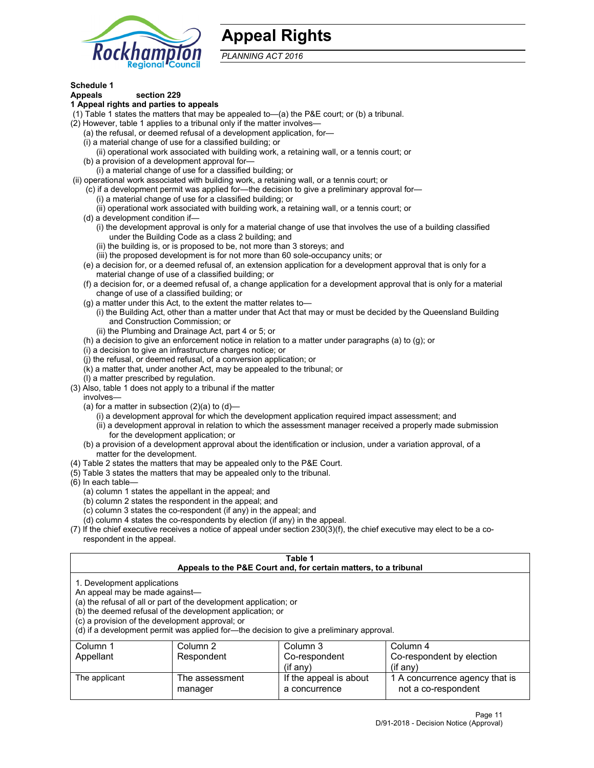# Appeal Rights

*PLANNING ACT 2016*

**Schedule 1**
**Appeals section 229**
**1 Appeal rights and parties to appeals**

(1) Table 1 states the matters that may be appealed to—(a) the P&E court; or (b) a tribunal.
(2) However, table 1 applies to a tribunal only if the matter involves—
(a) the refusal, or deemed refusal of a development application, for—
(i) a material change of use for a classified building; or
(ii) operational work associated with building work, a retaining wall, or a tennis court; or
(b) a provision of a development approval for—
(i) a material change of use for a classified building; or
(ii) operational work associated with building work, a retaining wall, or a tennis court; or
(c) if a development permit was applied for—the decision to give a preliminary approval for—
(i) a material change of use for a classified building; or
(ii) operational work associated with building work, a retaining wall, or a tennis court; or
(d) a development condition if—
(i) the development approval is only for a material change of use that involves the use of a building classified under the Building Code as a class 2 building; and
(ii) the building is, or is proposed to be, not more than 3 storeys; and
(iii) the proposed development is for not more than 60 sole-occupancy units; or
(e) a decision for, or a deemed refusal of, an extension application for a development approval that is only for a material change of use of a classified building; or
(f) a decision for, or a deemed refusal of, a change application for a development approval that is only for a material change of use of a classified building; or
(g) a matter under this Act, to the extent the matter relates to—
(i) the Building Act, other than a matter under that Act that may or must be decided by the Queensland Building and Construction Commission; or
(ii) the Plumbing and Drainage Act, part 4 or 5; or
(h) a decision to give an enforcement notice in relation to a matter under paragraphs (a) to (g); or
(i) a decision to give an infrastructure charges notice; or
(j) the refusal, or deemed refusal, of a conversion application; or
(k) a matter that, under another Act, may be appealed to the tribunal; or
(l) a matter prescribed by regulation.
(3) Also, table 1 does not apply to a tribunal if the matter involves—
(a) for a matter in subsection (2)(a) to (d)—
(i) a development approval for which the development application required impact assessment; and
(ii) a development approval in relation to which the assessment manager received a properly made submission for the development application; or
(b) a provision of a development approval about the identification or inclusion, under a variation approval, of a matter for the development.
(4) Table 2 states the matters that may be appealed only to the P&E Court.
(5) Table 3 states the matters that may be appealed only to the tribunal.
(6) In each table—
(a) column 1 states the appellant in the appeal; and
(b) column 2 states the respondent in the appeal; and
(c) column 3 states the co-respondent (if any) in the appeal; and
(d) column 4 states the co-respondents by election (if any) in the appeal.
(7) If the chief executive receives a notice of appeal under section 230(3)(f), the chief executive may elect to be a co-respondent in the appeal.

**Table 1**
**Appeals to the P&E Court and, for certain matters, to a tribunal**

1. Development applications
An appeal may be made against—
(a) the refusal of all or part of the development application; or
(b) the deemed refusal of the development application; or
(c) a provision of the development approval; or
(d) if a development permit was applied for—the decision to give a preliminary approval.

| Column 1<br>Appellant | Column 2<br>Respondent | Column 3<br>Co-respondent<br>(if any) | Column 4<br>Co-respondent by election<br>(if any) |
|---|---|---|---|
| The applicant | The assessment manager | If the appeal is about a concurrence | 1 A concurrence agency that is not a co-respondent |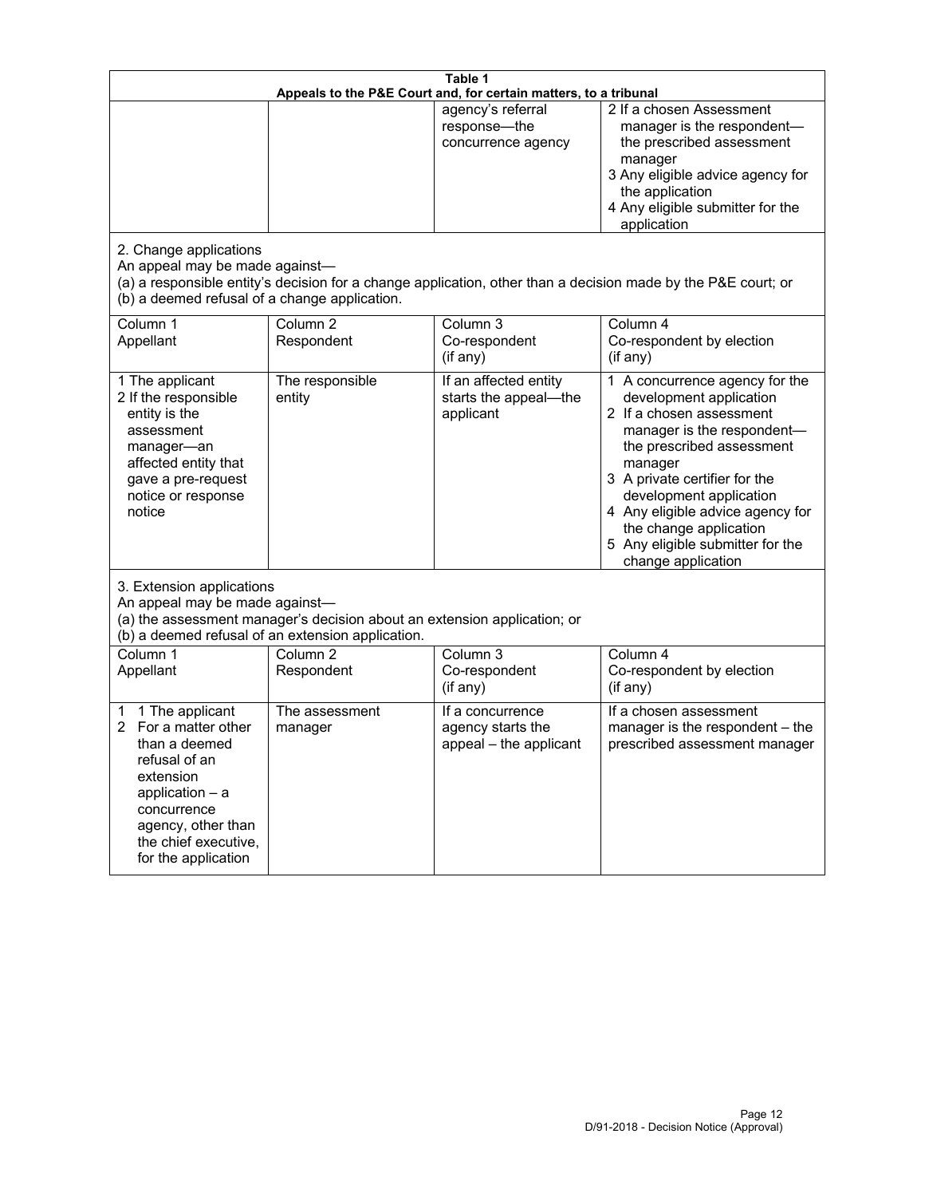**Table 1**
**Appeals to the P&E Court and, for certain matters, to a tribunal**

| | | | |
|---|---|---|---|
| | | agency's referral response—the concurrence agency | 2 If a chosen Assessment manager is the respondent—the prescribed assessment manager<br>3 Any eligible advice agency for the application<br>4 Any eligible submitter for the application |

2. Change applications

An appeal may be made against—

(a) a responsible entity's decision for a change application, other than a decision made by the P&E court; or

(b) a deemed refusal of a change application.

| Column 1<br>Appellant | Column 2<br>Respondent | Column 3<br>Co-respondent<br>(if any) | Column 4<br>Co-respondent by election<br>(if any) |
|---|---|---|---|
| 1 The applicant<br>2 If the responsible entity is the assessment manager—an affected entity that gave a pre-request notice or response notice | The responsible entity | If an affected entity starts the appeal—the applicant | 1 A concurrence agency for the development application<br>2 If a chosen assessment manager is the respondent—the prescribed assessment manager<br>3 A private certifier for the development application<br>4 Any eligible advice agency for the change application<br>5 Any eligible submitter for the change application |

3. Extension applications

An appeal may be made against—

(a) the assessment manager's decision about an extension application; or

(b) a deemed refusal of an extension application.

| Column 1<br>Appellant | Column 2<br>Respondent | Column 3<br>Co-respondent<br>(if any) | Column 4<br>Co-respondent by election<br>(if any) |
|---|---|---|---|
| 1 The applicant<br>2 For a matter other than a deemed refusal of an extension application – a concurrence agency, other than the chief executive, for the application | The assessment manager | If a concurrence agency starts the appeal – the applicant | If a chosen assessment manager is the respondent – the prescribed assessment manager |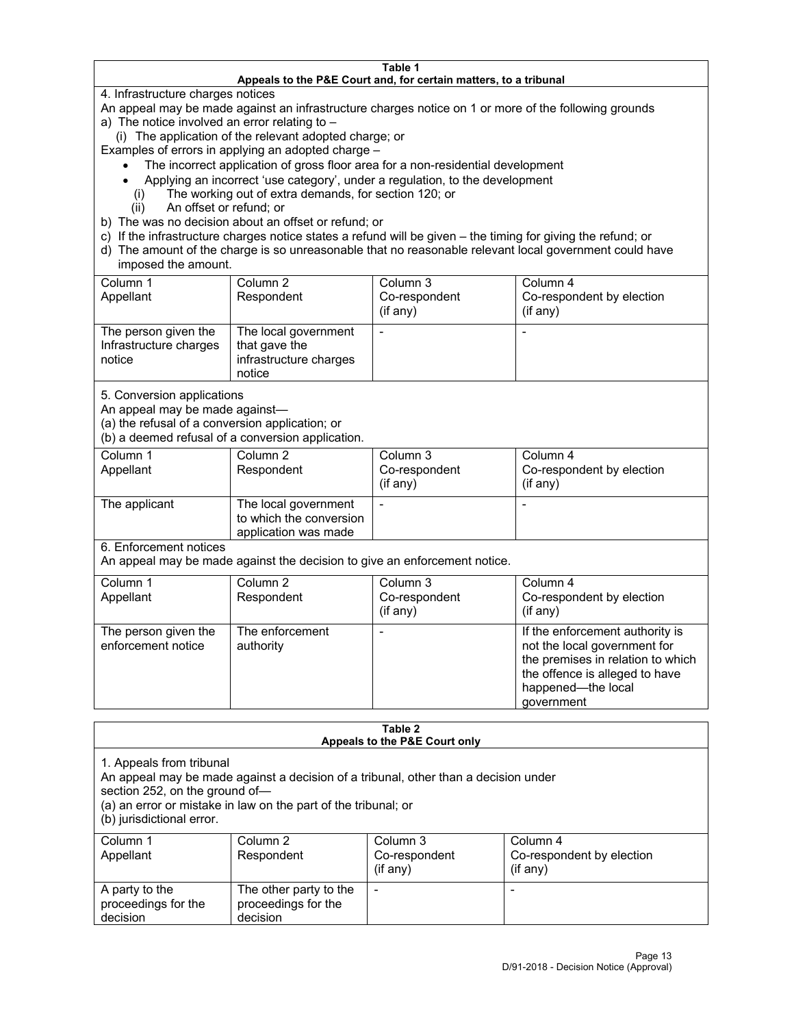**Table 1**
**Appeals to the P&E Court and, for certain matters, to a tribunal**

4. Infrastructure charges notices

An appeal may be made against an infrastructure charges notice on 1 or more of the following grounds

a) The notice involved an error relating to –

(i) The application of the relevant adopted charge; or

Examples of errors in applying an adopted charge –

- The incorrect application of gross floor area for a non-residential development
- Applying an incorrect 'use category', under a regulation, to the development

(i) The working out of extra demands, for section 120; or

(ii) An offset or refund; or

b) The was no decision about an offset or refund; or

c) If the infrastructure charges notice states a refund will be given – the timing for giving the refund; or

d) The amount of the charge is so unreasonable that no reasonable relevant local government could have imposed the amount.

| Column 1<br>Appellant | Column 2<br>Respondent | Column 3<br>Co-respondent<br>(if any) | Column 4<br>Co-respondent by election<br>(if any) |
|---|---|---|---|
| The person given the Infrastructure charges notice | The local government that gave the infrastructure charges notice | - | - |

5. Conversion applications

An appeal may be made against—

(a) the refusal of a conversion application; or

(b) a deemed refusal of a conversion application.

| Column 1<br>Appellant | Column 2<br>Respondent | Column 3<br>Co-respondent<br>(if any) | Column 4<br>Co-respondent by election<br>(if any) |
|---|---|---|---|
| The applicant | The local government to which the conversion application was made | - | - |

6. Enforcement notices

An appeal may be made against the decision to give an enforcement notice.

| Column 1<br>Appellant | Column 2<br>Respondent | Column 3<br>Co-respondent<br>(if any) | Column 4<br>Co-respondent by election<br>(if any) |
|---|---|---|---|
| The person given the enforcement notice | The enforcement authority | - | If the enforcement authority is not the local government for the premises in relation to which the offence is alleged to have happened—the local government |

**Table 2**
**Appeals to the P&E Court only**

1. Appeals from tribunal

An appeal may be made against a decision of a tribunal, other than a decision under section 252, on the ground of—

(a) an error or mistake in law on the part of the tribunal; or

(b) jurisdictional error.

| Column 1<br>Appellant | Column 2<br>Respondent | Column 3<br>Co-respondent<br>(if any) | Column 4<br>Co-respondent by election<br>(if any) |
|---|---|---|---|
| A party to the proceedings for the decision | The other party to the proceedings for the decision | - | - |

D/91-2018 - Decision Notice (Approval)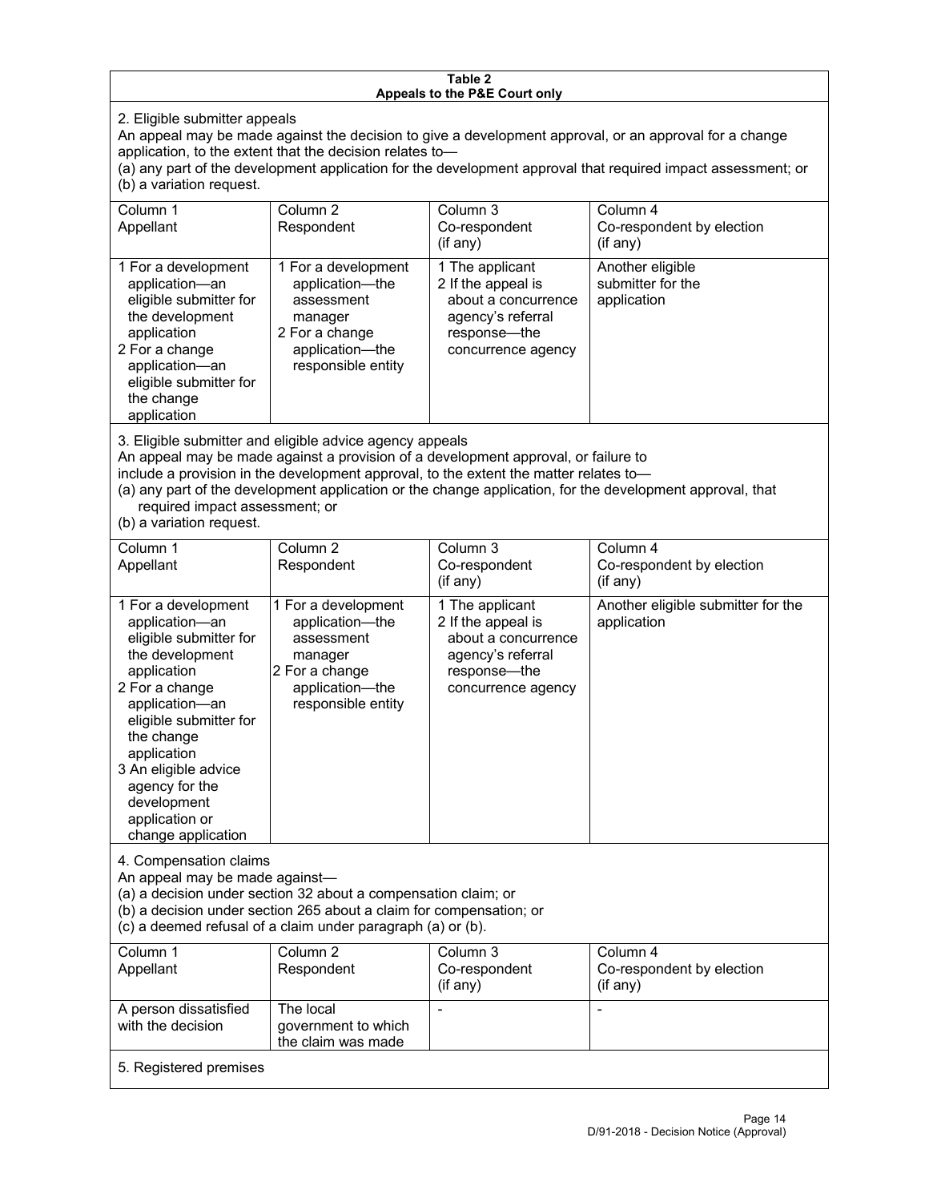**Table 2**
**Appeals to the P&E Court only**

2. Eligible submitter appeals

An appeal may be made against the decision to give a development approval, or an approval for a change application, to the extent that the decision relates to—

(a) any part of the development application for the development approval that required impact assessment; or

(b) a variation request.

| Column 1<br>Appellant | Column 2<br>Respondent | Column 3<br>Co-respondent<br>(if any) | Column 4<br>Co-respondent by election<br>(if any) |
|---|---|---|---|
| 1 For a development application—an eligible submitter for the development application<br>2 For a change application—an eligible submitter for the change application | 1 For a development application—the assessment manager<br>2 For a change application—the responsible entity | 1 The applicant<br>2 If the appeal is about a concurrence agency's referral response—the concurrence agency | Another eligible submitter for the application |

3. Eligible submitter and eligible advice agency appeals

An appeal may be made against a provision of a development approval, or failure to include a provision in the development approval, to the extent the matter relates to—

(a) any part of the development application or the change application, for the development approval, that required impact assessment; or

(b) a variation request.

| Column 1<br>Appellant | Column 2<br>Respondent | Column 3<br>Co-respondent<br>(if any) | Column 4<br>Co-respondent by election<br>(if any) |
|---|---|---|---|
| 1 For a development application—an eligible submitter for the development application<br>2 For a change application—an eligible submitter for the change application<br>3 An eligible advice agency for the development application or change application | 1 For a development application—the assessment manager<br>2 For a change application—the responsible entity | 1 The applicant<br>2 If the appeal is about a concurrence agency's referral response—the concurrence agency | Another eligible submitter for the application |

4. Compensation claims

An appeal may be made against—

(a) a decision under section 32 about a compensation claim; or

(b) a decision under section 265 about a claim for compensation; or

(c) a deemed refusal of a claim under paragraph (a) or (b).

| Column 1<br>Appellant | Column 2<br>Respondent | Column 3<br>Co-respondent<br>(if any) | Column 4<br>Co-respondent by election<br>(if any) |
|---|---|---|---|
| A person dissatisfied with the decision | The local government to which the claim was made | - | - |

5. Registered premises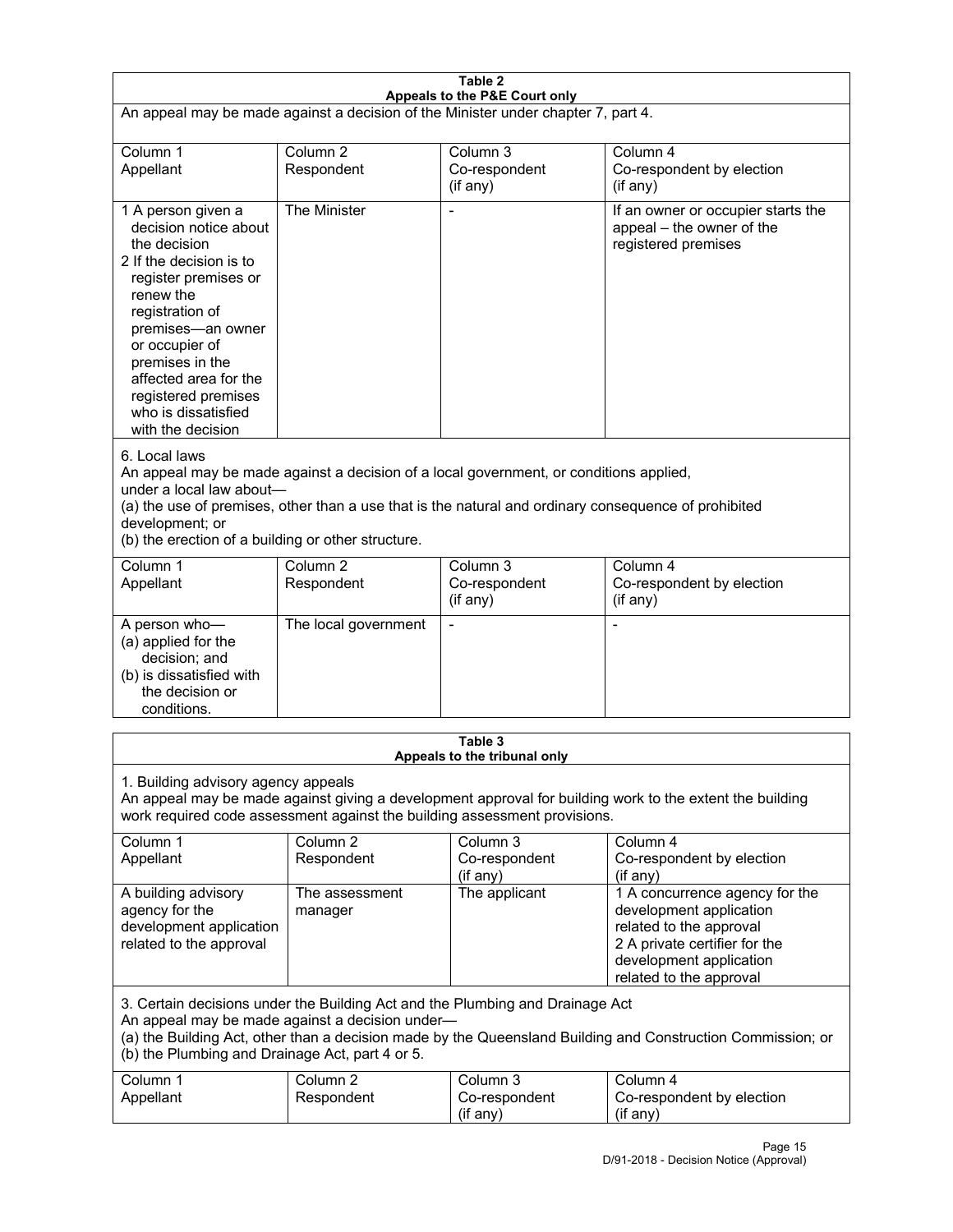## Table 2
### Appeals to the P&E Court only

An appeal may be made against a decision of the Minister under chapter 7, part 4.

| Column 1<br>Appellant | Column 2<br>Respondent | Column 3<br>Co-respondent<br>(if any) | Column 4<br>Co-respondent by election<br>(if any) |
|---|---|---|---|
| 1 A person given a decision notice about the decision<br>2 If the decision is to register premises or renew the registration of premises—an owner or occupier of premises in the affected area for the registered premises who is dissatisfied with the decision | The Minister | - | If an owner or occupier starts the appeal – the owner of the registered premises |

6. Local laws

An appeal may be made against a decision of a local government, or conditions applied, under a local law about—

(a) the use of premises, other than a use that is the natural and ordinary consequence of prohibited development; or

(b) the erection of a building or other structure.

| Column 1<br>Appellant | Column 2<br>Respondent | Column 3<br>Co-respondent<br>(if any) | Column 4<br>Co-respondent by election<br>(if any) |
|---|---|---|---|
| A person who—<br>(a) applied for the decision; and<br>(b) is dissatisfied with the decision or conditions. | The local government | - | - |

## Table 3
### Appeals to the tribunal only

1. Building advisory agency appeals

An appeal may be made against giving a development approval for building work to the extent the building work required code assessment against the building assessment provisions.

| Column 1<br>Appellant | Column 2<br>Respondent | Column 3<br>Co-respondent<br>(if any) | Column 4<br>Co-respondent by election<br>(if any) |
|---|---|---|---|
| A building advisory agency for the development application related to the approval | The assessment manager | The applicant | 1 A concurrence agency for the development application related to the approval<br>2 A private certifier for the development application related to the approval |

3. Certain decisions under the Building Act and the Plumbing and Drainage Act

An appeal may be made against a decision under—

(a) the Building Act, other than a decision made by the Queensland Building and Construction Commission; or

(b) the Plumbing and Drainage Act, part 4 or 5.

| Column 1<br>Appellant | Column 2<br>Respondent | Column 3<br>Co-respondent<br>(if any) | Column 4<br>Co-respondent by election<br>(if any) |
|---|---|---|---|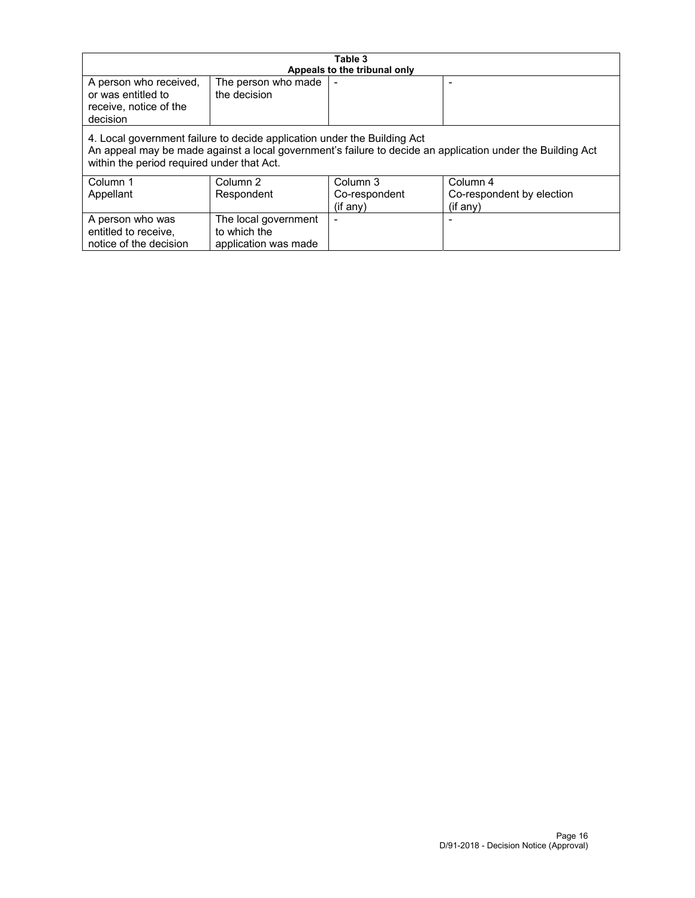| Table 3 Appeals to the tribunal only | | | |
|---|---|---|---|
| A person who received, or was entitled to receive, notice of the decision | The person who made the decision | - | - |
| 4. Local government failure to decide application under the Building Act An appeal may be made against a local government's failure to decide an application under the Building Act within the period required under that Act. | | | |
| Column 1 Appellant | Column 2 Respondent | Column 3 Co-respondent (if any) | Column 4 Co-respondent by election (if any) |
| A person who was entitled to receive, notice of the decision | The local government to which the application was made | - | - |